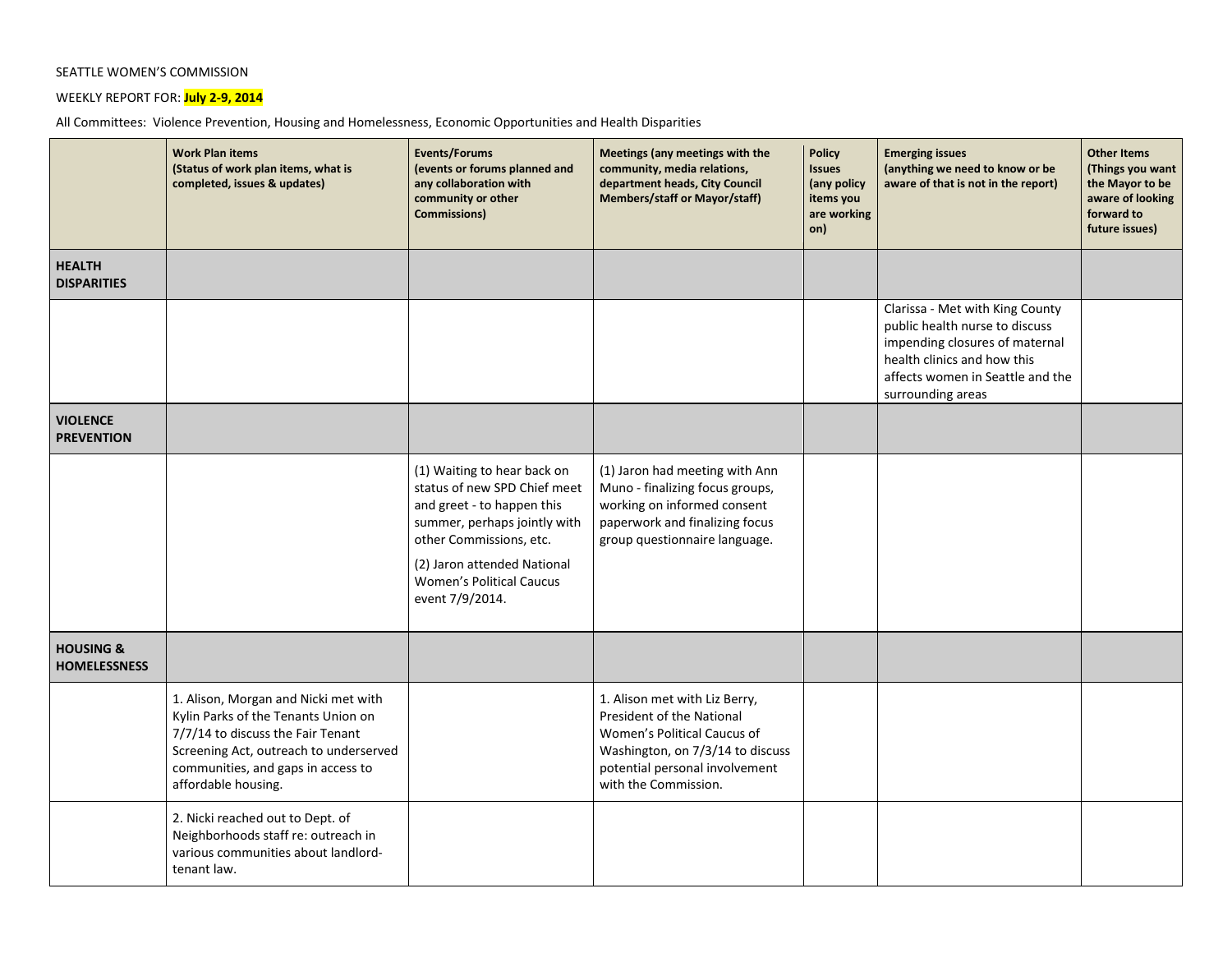SEATTLE WOMEN'S COMMISSION

WEEKLY REPORT FOR: **July 2-9, 2014**

All Committees: Violence Prevention, Housing and Homelessness, Economic Opportunities and Health Disparities

| | **Work Plan items (Status of work plan items, what is completed, issues & updates)** | **Events/Forums (events or forums planned and any collaboration with community or other Commissions)** | **Meetings (any meetings with the community, media relations, department heads, City Council Members/staff or Mayor/staff)** | **Policy Issues (any policy items you are working on)** | **Emerging issues (anything we need to know or be aware of that is not in the report)** | **Other Items (Things you want the Mayor to be aware of looking forward to future issues)** |
|---|---|---|---|---|---|---|
| **HEALTH DISPARITIES** | | | | | | |
| | | | | | Clarissa - Met with King County public health nurse to discuss impending closures of maternal health clinics and how this affects women in Seattle and the surrounding areas | |
| **VIOLENCE PREVENTION** | | | | | | |
| | | (1) Waiting to hear back on status of new SPD Chief meet and greet - to happen this summer, perhaps jointly with other Commissions, etc. (2) Jaron attended National Women's Political Caucus event 7/9/2014. | (1) Jaron had meeting with Ann Muno - finalizing focus groups, working on informed consent paperwork and finalizing focus group questionnaire language. | | | |
| **HOUSING & HOMELESSNESS** | | | | | | |
| | 1. Alison, Morgan and Nicki met with Kylin Parks of the Tenants Union on 7/7/14 to discuss the Fair Tenant Screening Act, outreach to underserved communities, and gaps in access to affordable housing. | | 1. Alison met with Liz Berry, President of the National Women's Political Caucus of Washington, on 7/3/14 to discuss potential personal involvement with the Commission. | | | |
| | 2. Nicki reached out to Dept. of Neighborhoods staff re: outreach in various communities about landlord-tenant law. | | | | | |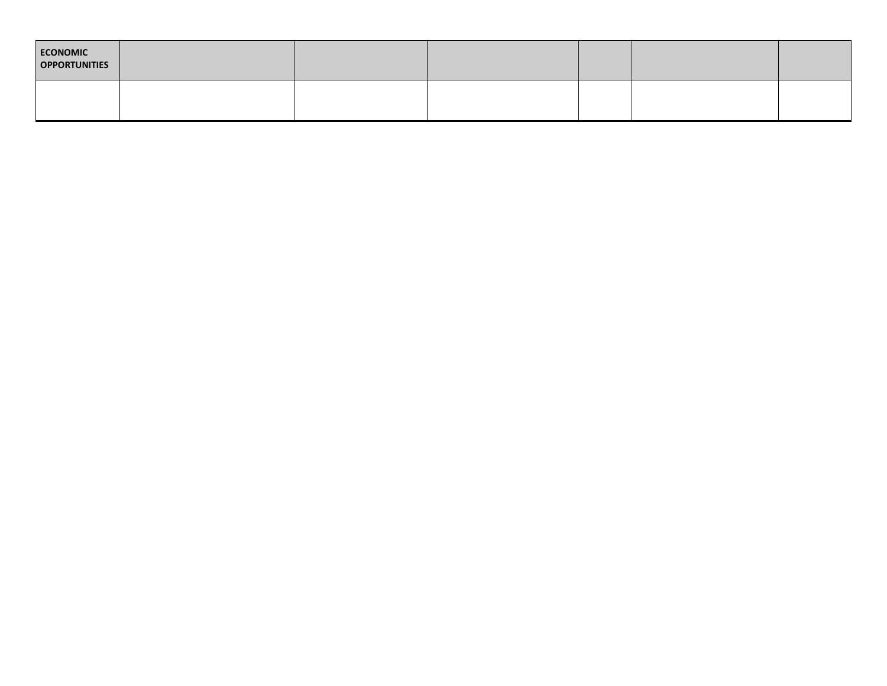| **ECONOMIC OPPORTUNITIES** | | | | | | |
|---|---|---|---|---|---|---|
| | | | | | | |